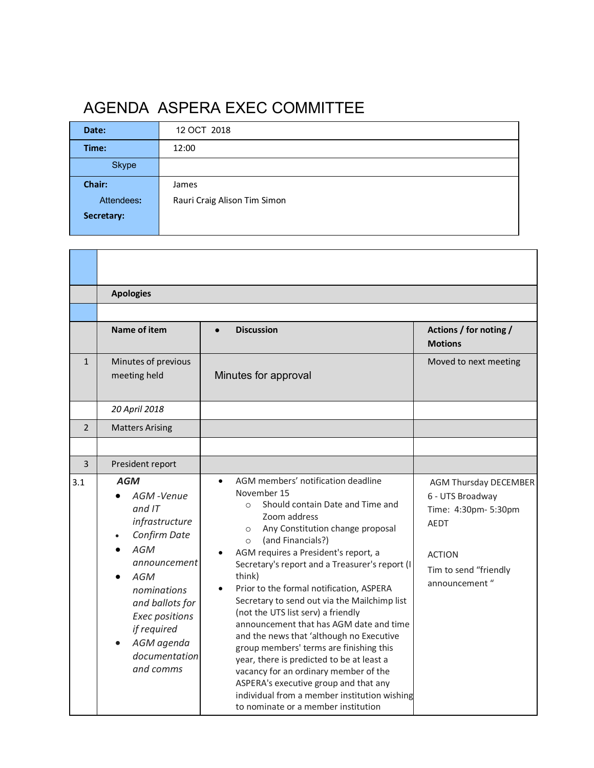# AGENDA ASPERA EXEC COMMITTEE

| | |
|---|---|
| **Date:** | 12 OCT 2018 |
| **Time:** | 12:00 |
| Skype | |
| **Chair:** | James |
| Attendees: | Rauri Craig Alison Tim Simon |
| **Secretary:** | |

| | | | |
|---|---|---|---|
| | | | |
| | **Apologies** | | |
| | | | |
| | **Name of item** | • **Discussion** | **Actions / for noting / Motions** |
| 1 | Minutes of previous meeting held | Minutes for approval | Moved to next meeting |
| | *20 April 2018* | | |
| 2 | Matters Arising | | |
| | | | |
| 3 | President report | | |
| 3.1 | ***AGM*** <br>• *AGM -Venue and IT infrastructure* <br>• *Confirm Date* <br>• *AGM announcement* <br>• *AGM nominations and ballots for Exec positions if required* <br>• *AGM agenda documentation and comms* | • AGM members' notification deadline November 15 <br>○ Should contain Date and Time and Zoom address <br>○ Any Constitution change proposal <br>○ (and Financials?) <br>• AGM requires a President's report, a Secretary's report and a Treasurer's report (I think) <br>• Prior to the formal notification, ASPERA Secretary to send out via the Mailchimp list (not the UTS list serv) a friendly announcement that has AGM date and time and the news that 'although no Executive group members' terms are finishing this year, there is predicted to be at least a vacancy for an ordinary member of the ASPERA's executive group and that any individual from a member institution wishing to nominate or a member institution | AGM Thursday DECEMBER 6 - UTS Broadway <br>Time: 4:30pm- 5:30pm AEDT <br><br>ACTION <br>Tim to send "friendly announcement " |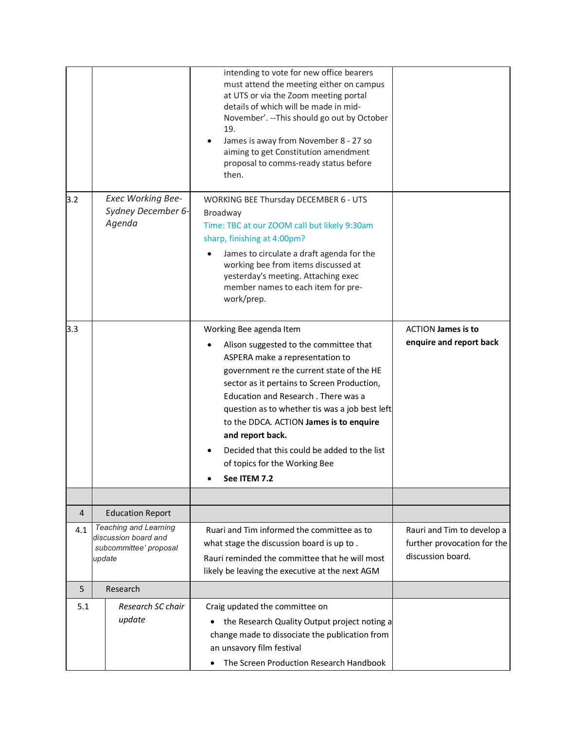| | | | |
|---|---|---|---|
| | | intending to vote for new office bearers must attend the meeting either on campus at UTS or via the Zoom meeting portal details of which will be made in mid-November'. --This should go out by October 19.<br>• James is away from November 8 - 27 so aiming to get Constitution amendment proposal to comms-ready status before then. | |
| 3.2 | *Exec Working Bee-Sydney December 6-Agenda* | WORKING BEE Thursday DECEMBER 6 - UTS Broadway<br>Time: TBC at our ZOOM call but likely 9:30am sharp, finishing at 4:00pm?<br>• James to circulate a draft agenda for the working bee from items discussed at yesterday's meeting. Attaching exec member names to each item for pre-work/prep. | |
| 3.3 | | Working Bee agenda Item<br>• Alison suggested to the committee that ASPERA make a representation to government re the current state of the HE sector as it pertains to Screen Production, Education and Research . There was a question as to whether tis was a job best left to the DDCA. ACTION **James is to enquire and report back.**<br>• Decided that this could be added to the list of topics for the Working Bee<br>• **See ITEM 7.2** | ACTION **James is to enquire and report back** |
| | | | |
| 4 | Education Report | | |
| 4.1 | *Teaching and Learning discussion board and subcommittee' proposal update* | Ruari and Tim informed the committee as to what stage the discussion board is up to .<br>Rauri reminded the committee that he will most likely be leaving the executive at the next AGM | Rauri and Tim to develop a further provocation for the discussion board. |
| 5 | Research | | |
| 5.1 | *Research SC chair update* | Craig updated the committee on<br>• the Research Quality Output project noting a change made to dissociate the publication from an unsavory film festival<br>• The Screen Production Research Handbook | |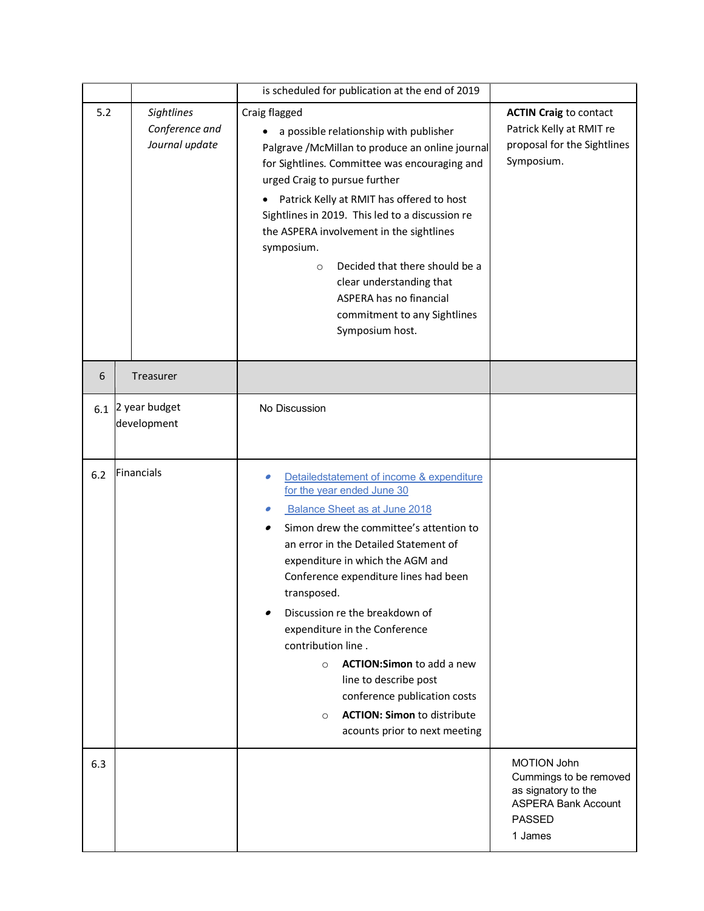| | | | |
|---|---|---|---|
| | | is scheduled for publication at the end of 2019 | |
| 5.2 | *Sightlines Conference and Journal update* | Craig flagged<br>• a possible relationship with publisher Palgrave /McMillan to produce an online journal for Sightlines. Committee was encouraging and urged Craig to pursue further<br>• Patrick Kelly at RMIT has offered to host Sightlines in 2019. This led to a discussion re the ASPERA involvement in the sightlines symposium.<br>○ Decided that there should be a clear understanding that ASPERA has no financial commitment to any Sightlines Symposium host. | **ACTIN Craig** to contact Patrick Kelly at RMIT re proposal for the Sightlines Symposium. |
| 6 | Treasurer | | |
| 6.1 | 2 year budget development | No Discussion | |
| 6.2 | Financials | • Detailedstatement of income & expenditure for the year ended June 30<br>• Balance Sheet as at June 2018<br>• Simon drew the committee's attention to an error in the Detailed Statement of expenditure in which the AGM and Conference expenditure lines had been transposed.<br>• Discussion re the breakdown of expenditure in the Conference contribution line .<br>○ **ACTION:Simon** to add a new line to describe post conference publication costs<br>○ **ACTION: Simon** to distribute acounts prior to next meeting | |
| 6.3 | | | MOTION John Cummings to be removed as signatory to the ASPERA Bank Account<br>PASSED<br>1 James |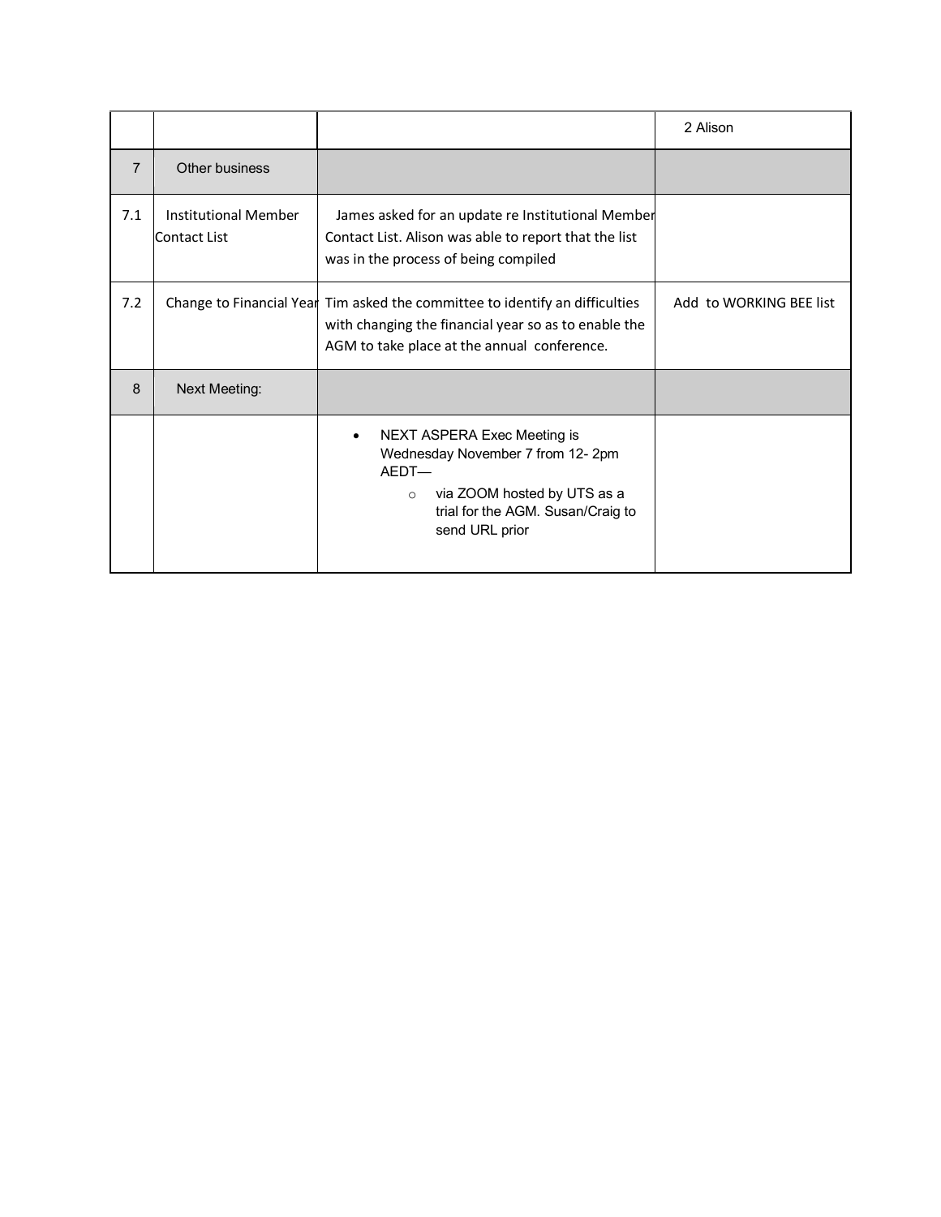| | | | |
|---|---|---|---|
| | | | 2 Alison |
| 7 | Other business | | |
| 7.1 | Institutional Member Contact List | James asked for an update re Institutional Member Contact List. Alison was able to report that the list was in the process of being compiled | |
| 7.2 | Change to Financial Year | Tim asked the committee to identify an difficulties with changing the financial year so as to enable the AGM to take place at the annual conference. | Add to WORKING BEE list |
| 8 | Next Meeting: | | |
| | | • NEXT ASPERA Exec Meeting is Wednesday November 7 from 12- 2pm AEDT—<br>  ○ via ZOOM hosted by UTS as a trial for the AGM. Susan/Craig to send URL prior | |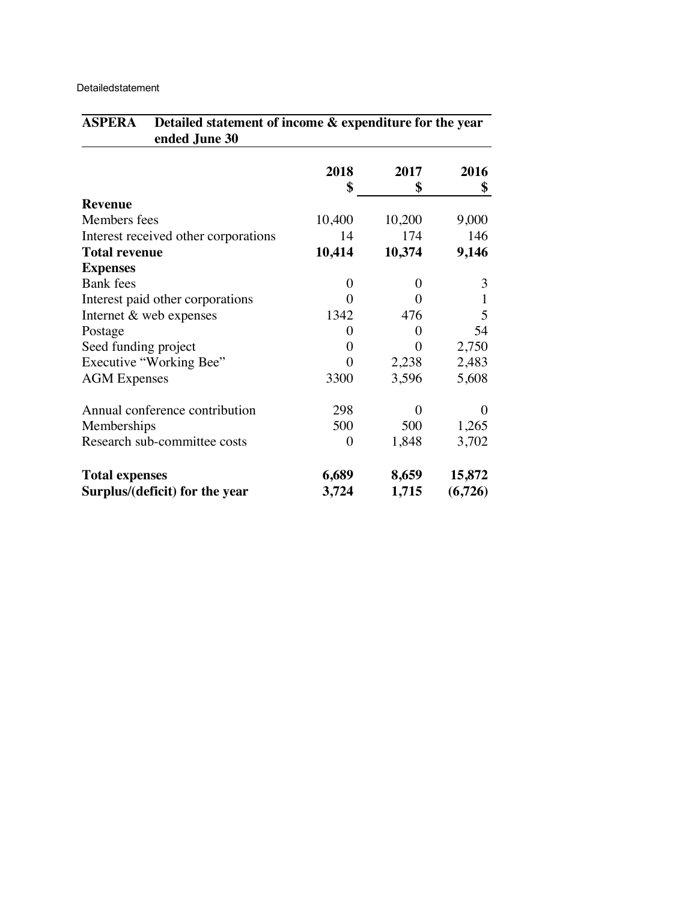Detailedstatement

| ASPERA | Detailed statement of income & expenditure for the year ended June 30 | | |
|---|---|---|---|
| | **2018 $** | **2017 $** | **2016 $** |
| **Revenue** | | | |
| Members fees | 10,400 | 10,200 | 9,000 |
| Interest received other corporations | 14 | 174 | 146 |
| **Total revenue** | **10,414** | **10,374** | **9,146** |
| **Expenses** | | | |
| Bank fees | 0 | 0 | 3 |
| Interest paid other corporations | 0 | 0 | 1 |
| Internet & web expenses | 1342 | 476 | 5 |
| Postage | 0 | 0 | 54 |
| Seed funding project | 0 | 0 | 2,750 |
| Executive "Working Bee" | 0 | 2,238 | 2,483 |
| AGM Expenses | 3300 | 3,596 | 5,608 |
| Annual conference contribution | 298 | 0 | 0 |
| Memberships | 500 | 500 | 1,265 |
| Research sub-committee costs | 0 | 1,848 | 3,702 |
| **Total expenses** | **6,689** | **8,659** | **15,872** |
| **Surplus/(deficit) for the year** | **3,724** | **1,715** | **(6,726)** |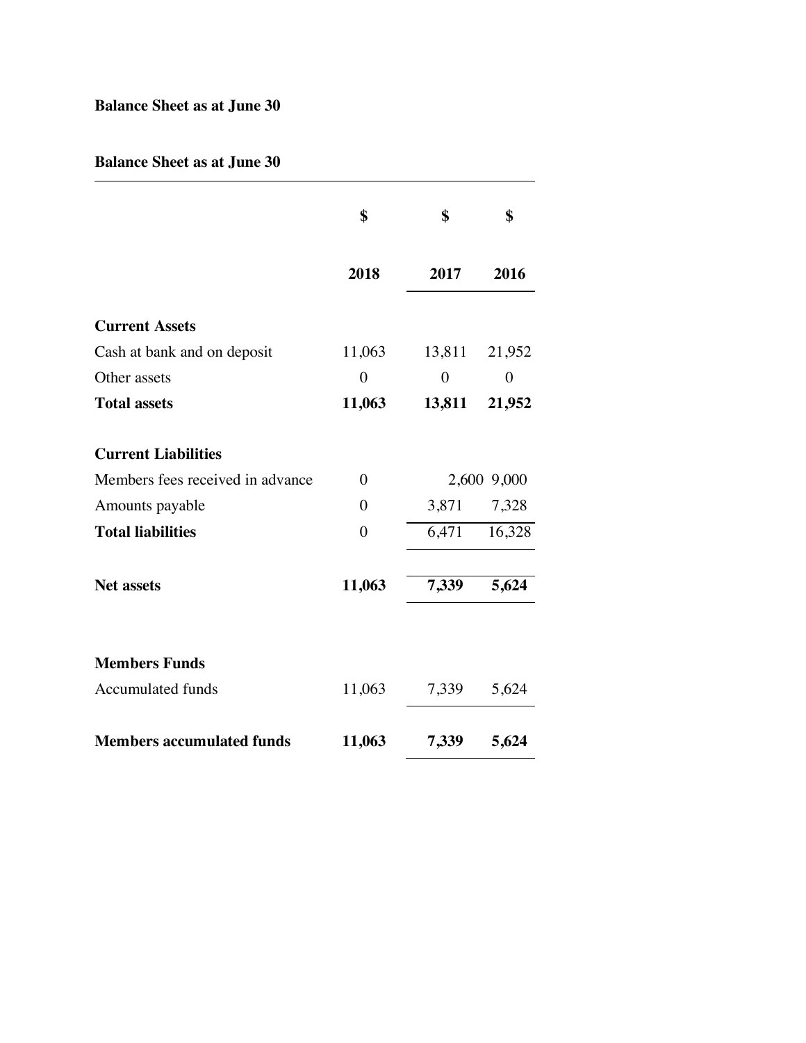**Balance Sheet as at June 30**

**Balance Sheet as at June 30**

| | $ | $ | $ |
|---|---|---|---|
| | **2018** | **2017** | **2016** |
| **Current Assets** | | | |
| Cash at bank and on deposit | 11,063 | 13,811 | 21,952 |
| Other assets | 0 | 0 | 0 |
| **Total assets** | **11,063** | **13,811** | **21,952** |
| **Current Liabilities** | | | |
| Members fees received in advance | 0 | 2,600 | 9,000 |
| Amounts payable | 0 | 3,871 | 7,328 |
| **Total liabilities** | 0 | 6,471 | 16,328 |
| **Net assets** | **11,063** | **7,339** | **5,624** |
| **Members Funds** | | | |
| Accumulated funds | 11,063 | 7,339 | 5,624 |
| **Members accumulated funds** | **11,063** | **7,339** | **5,624** |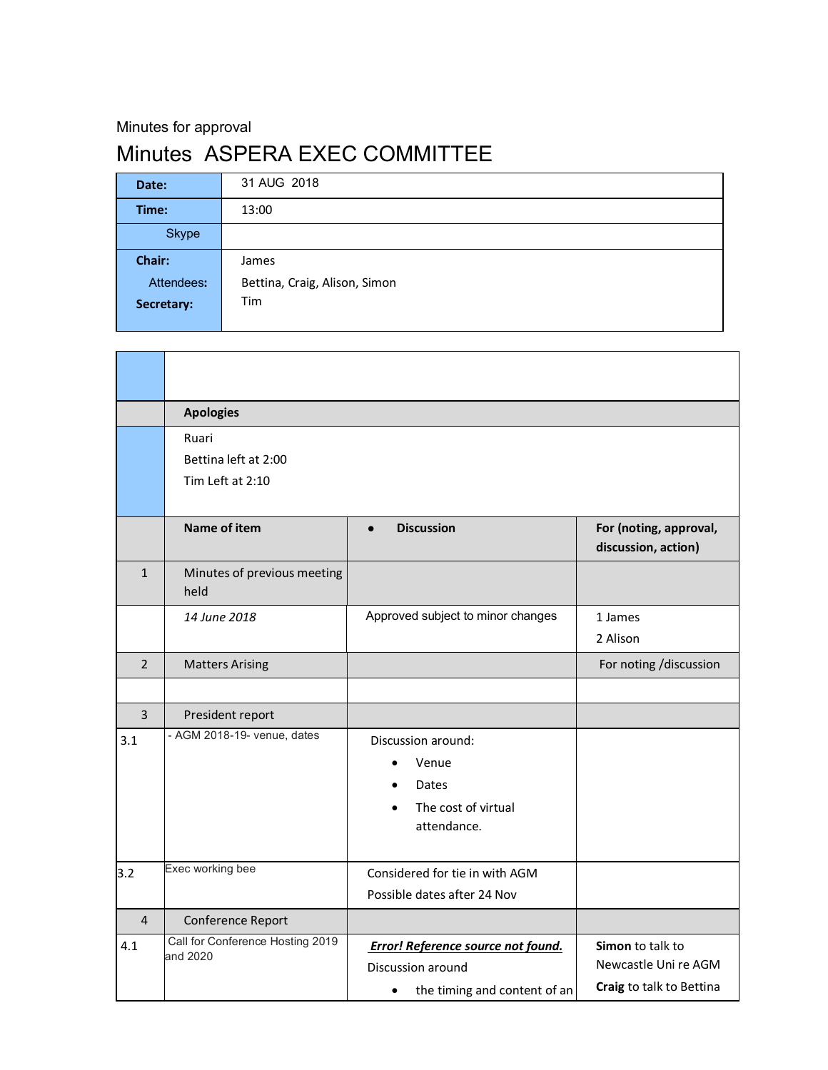Minutes for approval

# Minutes ASPERA EXEC COMMITTEE

| | |
|---|---|
| **Date:** | 31 AUG 2018 |
| **Time:** | 13:00 |
| Skype | |
| **Chair:** | James |
| Attendees: | Bettina, Craig, Alison, Simon |
| **Secretary:** | Tim |

| | | | |
|---|---|---|---|
| | | | |
| | **Apologies** | | |
| | Ruari<br>Bettina left at 2:00<br>Tim Left at 2:10 | | |
| | **Name of item** | • **Discussion** | **For (noting, approval, discussion, action)** |
| 1 | Minutes of previous meeting held | | |
| | *14 June 2018* | Approved subject to minor changes | 1 James<br>2 Alison |
| 2 | Matters Arising | | For noting /discussion |
| | | | |
| 3 | President report | | |
| 3.1 | - AGM 2018-19- venue, dates | Discussion around:<br>• Venue<br>• Dates<br>• The cost of virtual attendance. | |
| 3.2 | Exec working bee | Considered for tie in with AGM<br>Possible dates after 24 Nov | |
| 4 | Conference Report | | |
| 4.1 | Call for Conference Hosting 2019 and 2020 | ***Error! Reference source not found.***<br>Discussion around<br>• the timing and content of an | **Simon** to talk to Newcastle Uni re AGM<br>**Craig** to talk to Bettina |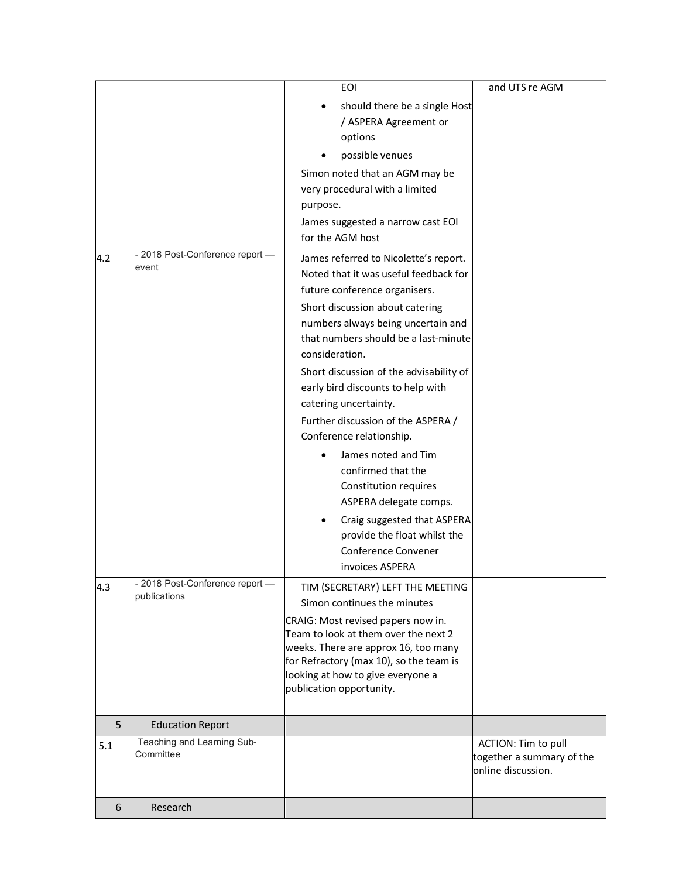| | | EOI<br>• should there be a single Host / ASPERA Agreement or options<br>• possible venues<br>Simon noted that an AGM may be very procedural with a limited purpose.<br>James suggested a narrow cast EOI for the AGM host | and UTS re AGM |
|---|---|---|---|
| 4.2 | - 2018 Post-Conference report — event | James referred to Nicolette's report. Noted that it was useful feedback for future conference organisers.<br>Short discussion about catering numbers always being uncertain and that numbers should be a last-minute consideration.<br>Short discussion of the advisability of early bird discounts to help with catering uncertainty.<br>Further discussion of the ASPERA / Conference relationship.<br>• James noted and Tim confirmed that the Constitution requires ASPERA delegate comps.<br>• Craig suggested that ASPERA provide the float whilst the Conference Convener invoices ASPERA | |
| 4.3 | - 2018 Post-Conference report — publications | TIM (SECRETARY) LEFT THE MEETING<br>Simon continues the minutes<br>CRAIG: Most revised papers now in. Team to look at them over the next 2 weeks. There are approx 16, too many for Refractory (max 10), so the team is looking at how to give everyone a publication opportunity. | |
| 5 | Education Report | | |
| 5.1 | Teaching and Learning Sub-Committee | | ACTION: Tim to pull together a summary of the online discussion. |
| 6 | Research | | |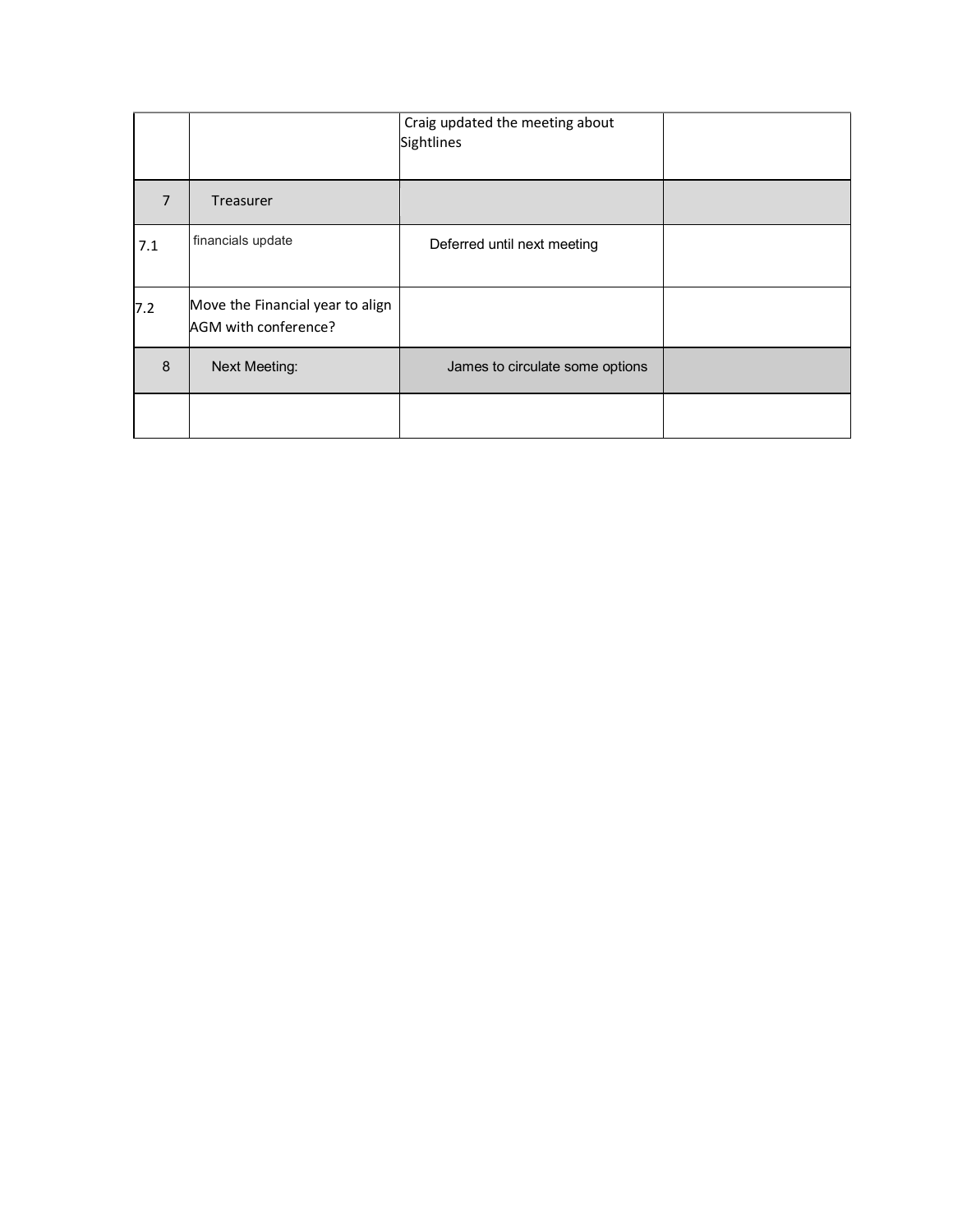| | | | |
|---|---|---|---|
| | | Craig updated the meeting about Sightlines | |
| 7 | Treasurer | | |
| 7.1 | financials update | Deferred until next meeting | |
| 7.2 | Move the Financial year to align AGM with conference? | | |
| 8 | Next Meeting: | James to circulate some options | |
| | | | |